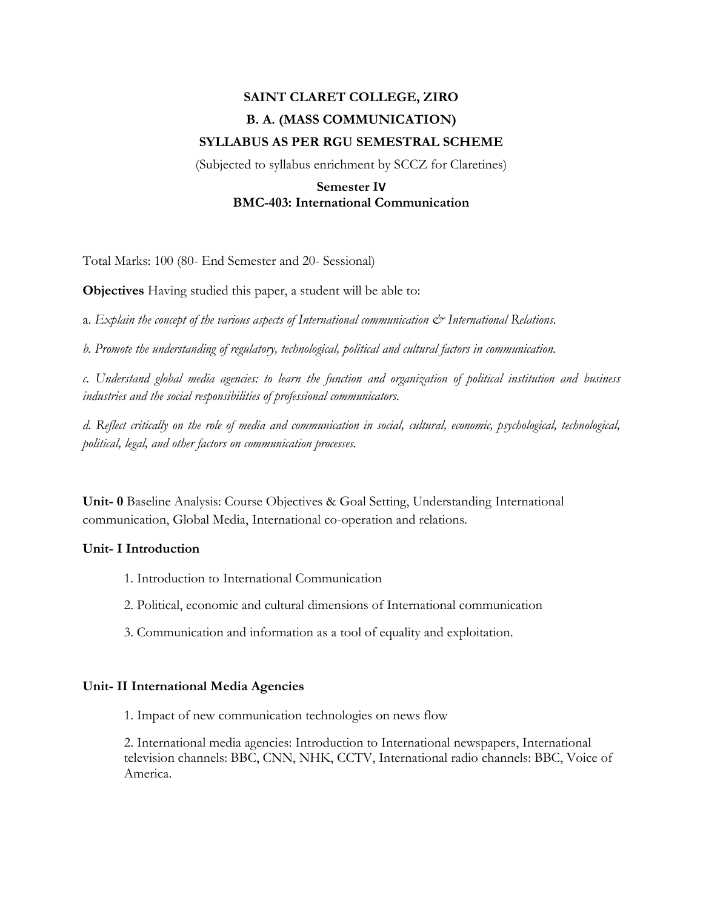# SAINT CLARET COLLEGE, ZIRO

## B. A. (MASS COMMUNICATION)

## SYLLABUS AS PER RGU SEMESTRAL SCHEME

(Subjected to syllabus enrichment by SCCZ for Claretines)

### Semester IV
### BMC-403: International Communication

Total Marks: 100 (80- End Semester and 20- Sessional)

**Objectives** Having studied this paper, a student will be able to:

a. *Explain the concept of the various aspects of International communication & International Relations.*

*b. Promote the understanding of regulatory, technological, political and cultural factors in communication.*

*c. Understand global media agencies: to learn the function and organization of political institution and business industries and the social responsibilities of professional communicators.*

*d. Reflect critically on the role of media and communication in social, cultural, economic, psychological, technological, political, legal, and other factors on communication processes.*

**Unit- 0** Baseline Analysis: Course Objectives & Goal Setting, Understanding International communication, Global Media, International co-operation and relations.

**Unit- I Introduction**

1. Introduction to International Communication
2. Political, economic and cultural dimensions of International communication
3. Communication and information as a tool of equality and exploitation.

**Unit- II International Media Agencies**

1. Impact of new communication technologies on news flow
2. International media agencies: Introduction to International newspapers, International television channels: BBC, CNN, NHK, CCTV, International radio channels: BBC, Voice of America.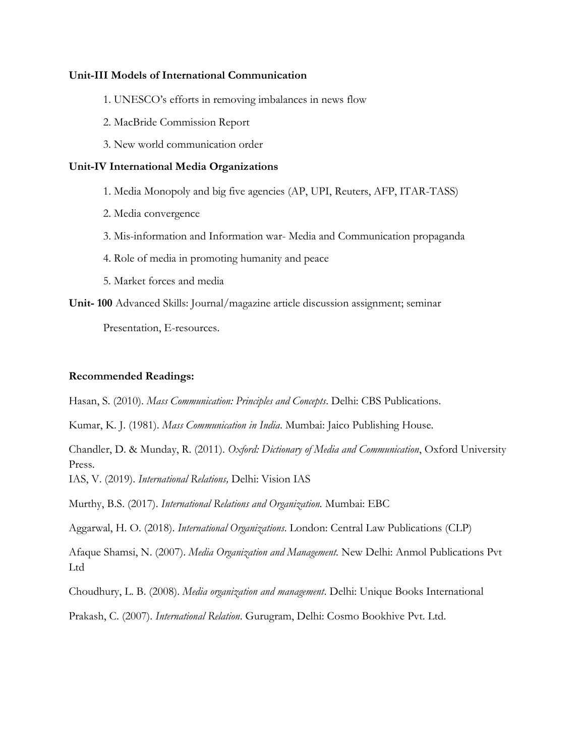**Unit-III Models of International Communication**

1. UNESCO's efforts in removing imbalances in news flow
2. MacBride Commission Report
3. New world communication order

**Unit-IV International Media Organizations**

1. Media Monopoly and big five agencies (AP, UPI, Reuters, AFP, ITAR-TASS)
2. Media convergence
3. Mis-information and Information war- Media and Communication propaganda
4. Role of media in promoting humanity and peace
5. Market forces and media

**Unit- 100** Advanced Skills: Journal/magazine article discussion assignment; seminar Presentation, E-resources.

**Recommended Readings:**

Hasan, S. (2010). *Mass Communication: Principles and Concepts*. Delhi: CBS Publications.

Kumar, K. J. (1981). *Mass Communication in India*. Mumbai: Jaico Publishing House.

Chandler, D. & Munday, R. (2011). *Oxford: Dictionary of Media and Communication*, Oxford University Press.

IAS, V. (2019). *International Relations,* Delhi: Vision IAS

Murthy, B.S. (2017). *International Relations and Organization.* Mumbai: EBC

Aggarwal, H. O. (2018). *International Organizations*. London: Central Law Publications (CLP)

Afaque Shamsi, N. (2007). *Media Organization and Management.* New Delhi: Anmol Publications Pvt Ltd

Choudhury, L. B. (2008). *Media organization and management*. Delhi: Unique Books International

Prakash, C. (2007). *International Relation*. Gurugram, Delhi: Cosmo Bookhive Pvt. Ltd.